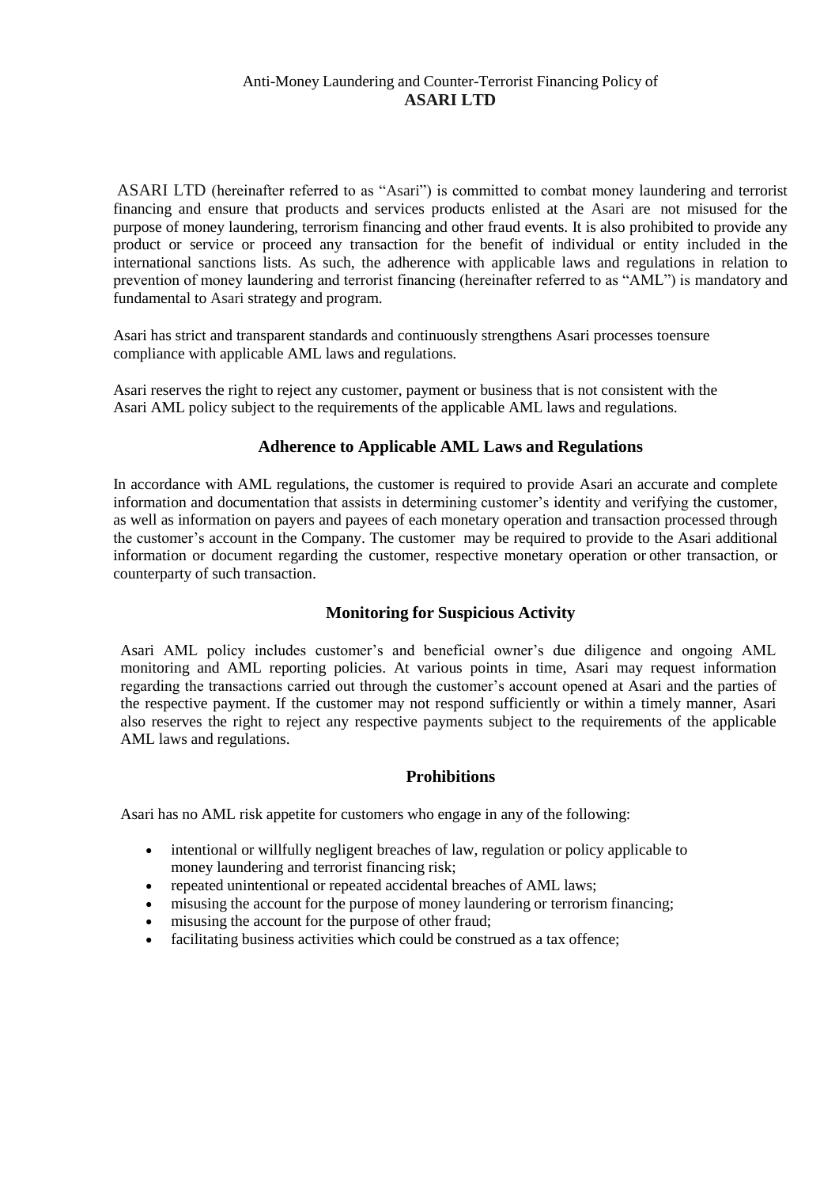Anti-Money Laundering and Counter-Terrorist Financing Policy of

# ASARI LTD

ASARI LTD (hereinafter referred to as "Asari") is committed to combat money laundering and terrorist financing and ensure that products and services products enlisted at the Asari are not misused for the purpose of money laundering, terrorism financing and other fraud events. It is also prohibited to provide any product or service or proceed any transaction for the benefit of individual or entity included in the international sanctions lists. As such, the adherence with applicable laws and regulations in relation to prevention of money laundering and terrorist financing (hereinafter referred to as "AML") is mandatory and fundamental to Asari strategy and program.

Asari has strict and transparent standards and continuously strengthens Asari processes toensure compliance with applicable AML laws and regulations.

Asari reserves the right to reject any customer, payment or business that is not consistent with the Asari AML policy subject to the requirements of the applicable AML laws and regulations.

## Adherence to Applicable AML Laws and Regulations

In accordance with AML regulations, the customer is required to provide Asari an accurate and complete information and documentation that assists in determining customer's identity and verifying the customer, as well as information on payers and payees of each monetary operation and transaction processed through the customer's account in the Company. The customer may be required to provide to the Asari additional information or document regarding the customer, respective monetary operation or other transaction, or counterparty of such transaction.

## Monitoring for Suspicious Activity

Asari AML policy includes customer's and beneficial owner's due diligence and ongoing AML monitoring and AML reporting policies. At various points in time, Asari may request information regarding the transactions carried out through the customer's account opened at Asari and the parties of the respective payment. If the customer may not respond sufficiently or within a timely manner, Asari also reserves the right to reject any respective payments subject to the requirements of the applicable AML laws and regulations.

## Prohibitions

Asari has no AML risk appetite for customers who engage in any of the following:

- intentional or willfully negligent breaches of law, regulation or policy applicable to money laundering and terrorist financing risk;
- repeated unintentional or repeated accidental breaches of AML laws;
- misusing the account for the purpose of money laundering or terrorism financing;
- misusing the account for the purpose of other fraud;
- facilitating business activities which could be construed as a tax offence;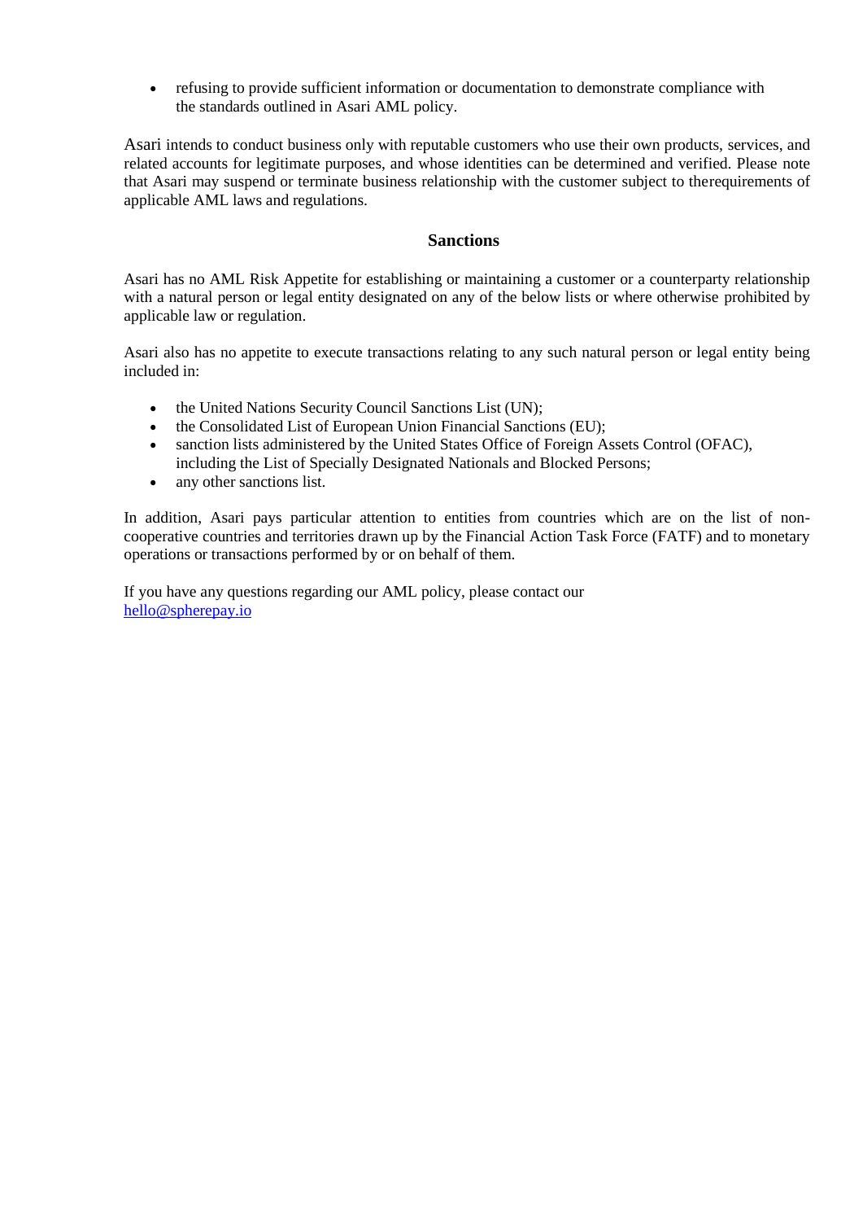- refusing to provide sufficient information or documentation to demonstrate compliance with the standards outlined in Asari AML policy.

Asari intends to conduct business only with reputable customers who use their own products, services, and related accounts for legitimate purposes, and whose identities can be determined and verified. Please note that Asari may suspend or terminate business relationship with the customer subject to therequirements of applicable AML laws and regulations.

## Sanctions

Asari has no AML Risk Appetite for establishing or maintaining a customer or a counterparty relationship with a natural person or legal entity designated on any of the below lists or where otherwise prohibited by applicable law or regulation.

Asari also has no appetite to execute transactions relating to any such natural person or legal entity being included in:

- the United Nations Security Council Sanctions List (UN);
- the Consolidated List of European Union Financial Sanctions (EU);
- sanction lists administered by the United States Office of Foreign Assets Control (OFAC), including the List of Specially Designated Nationals and Blocked Persons;
- any other sanctions list.

In addition, Asari pays particular attention to entities from countries which are on the list of non-cooperative countries and territories drawn up by the Financial Action Task Force (FATF) and to monetary operations or transactions performed by or on behalf of them.

If you have any questions regarding our AML policy, please contact our
[hello@spherepay.io](mailto:hello@spherepay.io)